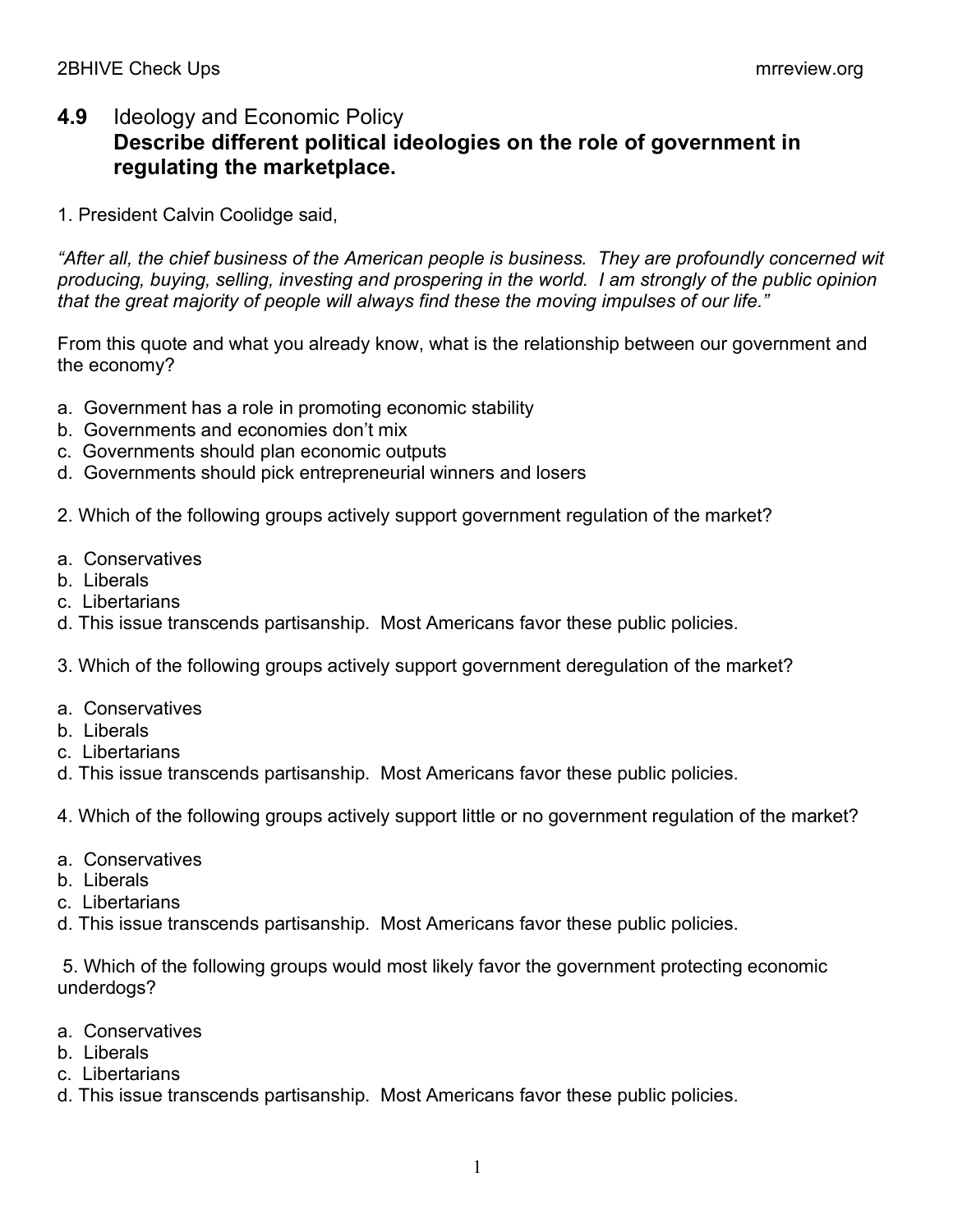## 4.9 Ideology and Economic Policy

**Describe different political ideologies on the role of government in regulating the marketplace.**

1. President Calvin Coolidge said,

*"After all, the chief business of the American people is business. They are profoundly concerned wit producing, buying, selling, investing and prospering in the world. I am strongly of the public opinion that the great majority of people will always find these the moving impulses of our life."*

From this quote and what you already know, what is the relationship between our government and the economy?

a. Government has a role in promoting economic stability
b. Governments and economies don't mix
c. Governments should plan economic outputs
d. Governments should pick entrepreneurial winners and losers

2. Which of the following groups actively support government regulation of the market?

a. Conservatives
b. Liberals
c. Libertarians
d. This issue transcends partisanship. Most Americans favor these public policies.

3. Which of the following groups actively support government deregulation of the market?

a. Conservatives
b. Liberals
c. Libertarians
d. This issue transcends partisanship. Most Americans favor these public policies.

4. Which of the following groups actively support little or no government regulation of the market?

a. Conservatives
b. Liberals
c. Libertarians
d. This issue transcends partisanship. Most Americans favor these public policies.

5. Which of the following groups would most likely favor the government protecting economic underdogs?

a. Conservatives
b. Liberals
c. Libertarians
d. This issue transcends partisanship. Most Americans favor these public policies.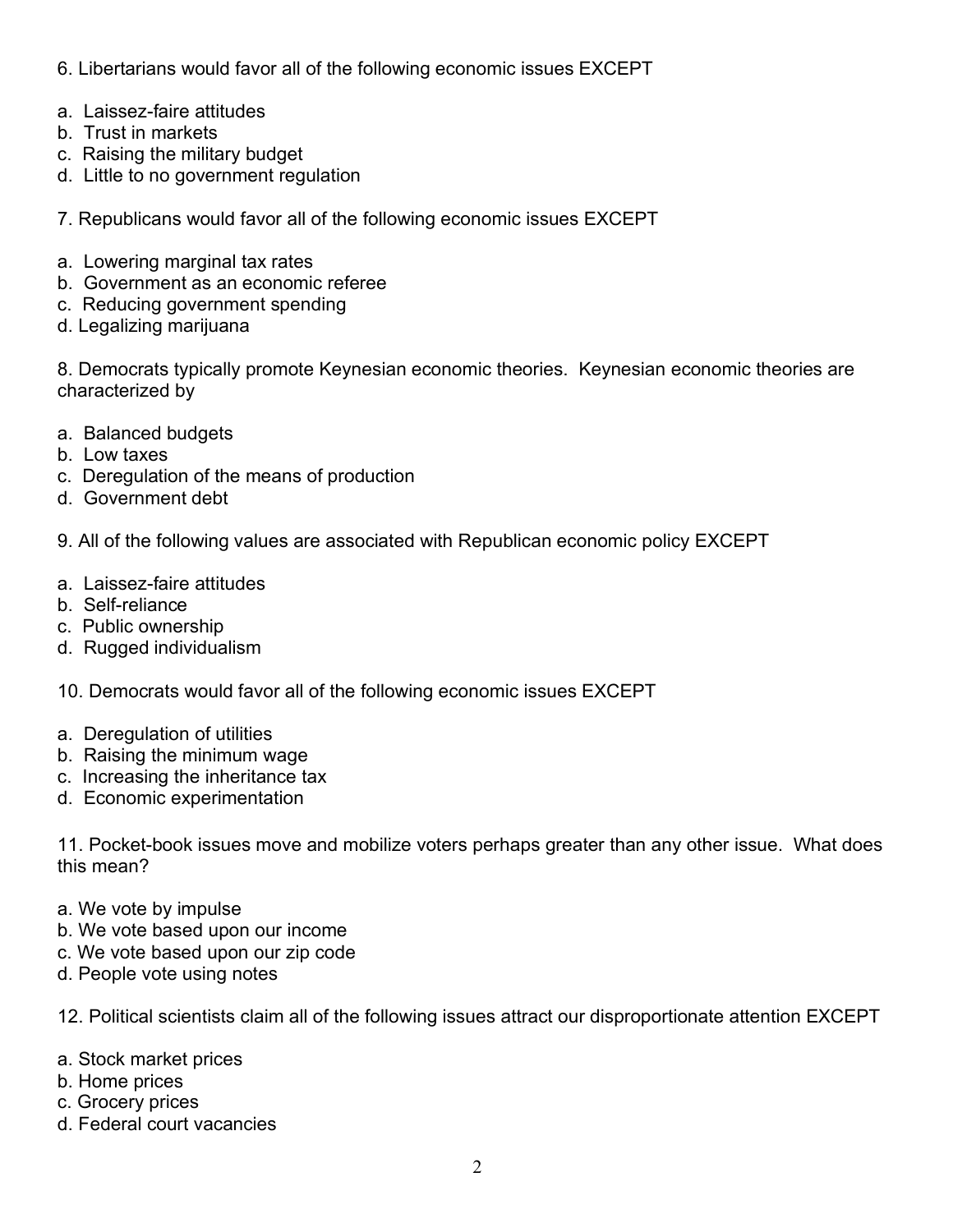6. Libertarians would favor all of the following economic issues EXCEPT

a. Laissez-faire attitudes
b. Trust in markets
c. Raising the military budget
d. Little to no government regulation

7. Republicans would favor all of the following economic issues EXCEPT

a. Lowering marginal tax rates
b. Government as an economic referee
c. Reducing government spending
d. Legalizing marijuana

8. Democrats typically promote Keynesian economic theories. Keynesian economic theories are characterized by

a. Balanced budgets
b. Low taxes
c. Deregulation of the means of production
d. Government debt

9. All of the following values are associated with Republican economic policy EXCEPT

a. Laissez-faire attitudes
b. Self-reliance
c. Public ownership
d. Rugged individualism

10. Democrats would favor all of the following economic issues EXCEPT

a. Deregulation of utilities
b. Raising the minimum wage
c. Increasing the inheritance tax
d. Economic experimentation

11. Pocket-book issues move and mobilize voters perhaps greater than any other issue. What does this mean?

a. We vote by impulse
b. We vote based upon our income
c. We vote based upon our zip code
d. People vote using notes

12. Political scientists claim all of the following issues attract our disproportionate attention EXCEPT

a. Stock market prices
b. Home prices
c. Grocery prices
d. Federal court vacancies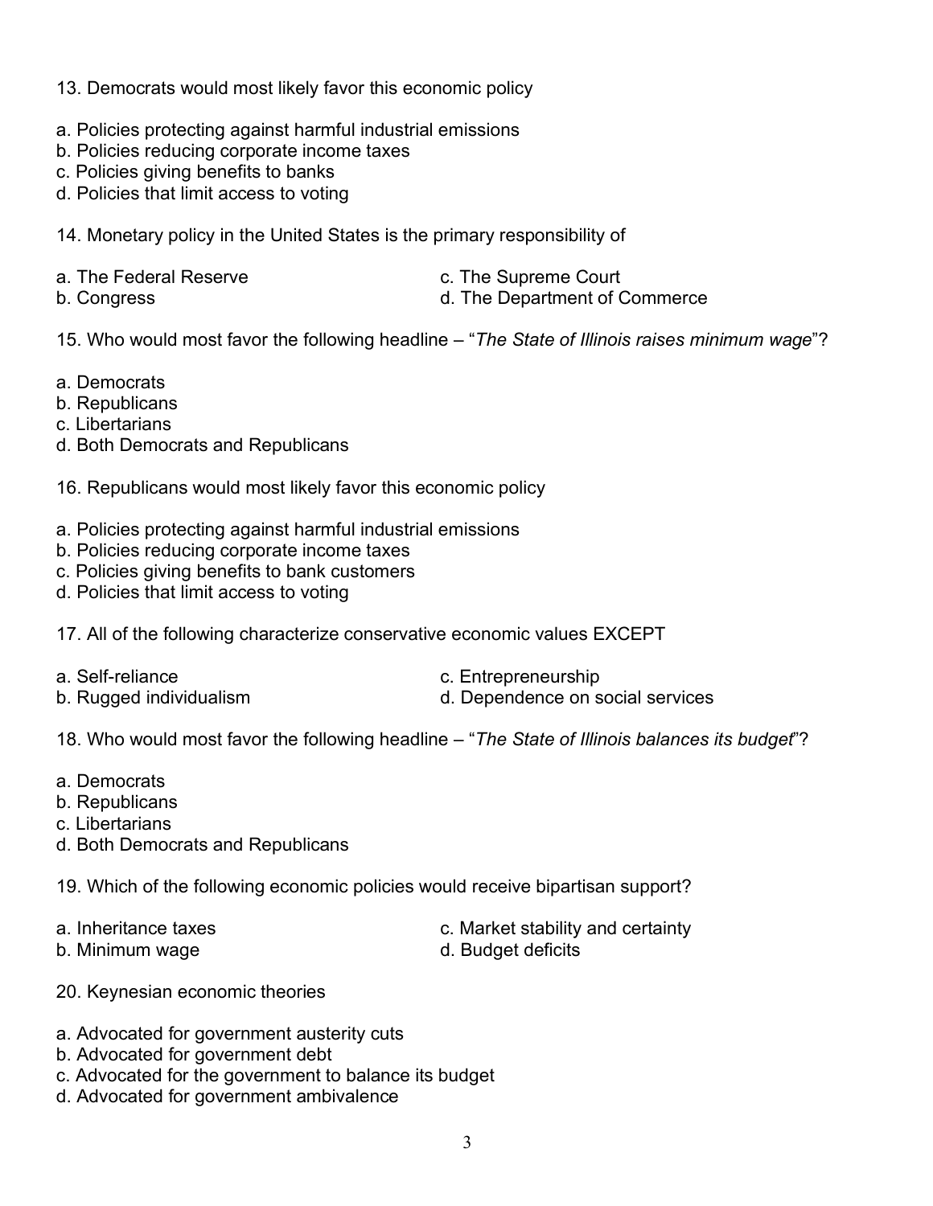13. Democrats would most likely favor this economic policy

a. Policies protecting against harmful industrial emissions
b. Policies reducing corporate income taxes
c. Policies giving benefits to banks
d. Policies that limit access to voting

14. Monetary policy in the United States is the primary responsibility of

a. The Federal Reserve
b. Congress
c. The Supreme Court
d. The Department of Commerce

15. Who would most favor the following headline – "*The State of Illinois raises minimum wage*"?

a. Democrats
b. Republicans
c. Libertarians
d. Both Democrats and Republicans

16. Republicans would most likely favor this economic policy

a. Policies protecting against harmful industrial emissions
b. Policies reducing corporate income taxes
c. Policies giving benefits to bank customers
d. Policies that limit access to voting

17. All of the following characterize conservative economic values EXCEPT

a. Self-reliance
b. Rugged individualism
c. Entrepreneurship
d. Dependence on social services

18. Who would most favor the following headline – "*The State of Illinois balances its budget*"?

a. Democrats
b. Republicans
c. Libertarians
d. Both Democrats and Republicans

19. Which of the following economic policies would receive bipartisan support?

a. Inheritance taxes
b. Minimum wage
c. Market stability and certainty
d. Budget deficits

20. Keynesian economic theories

a. Advocated for government austerity cuts
b. Advocated for government debt
c. Advocated for the government to balance its budget
d. Advocated for government ambivalence